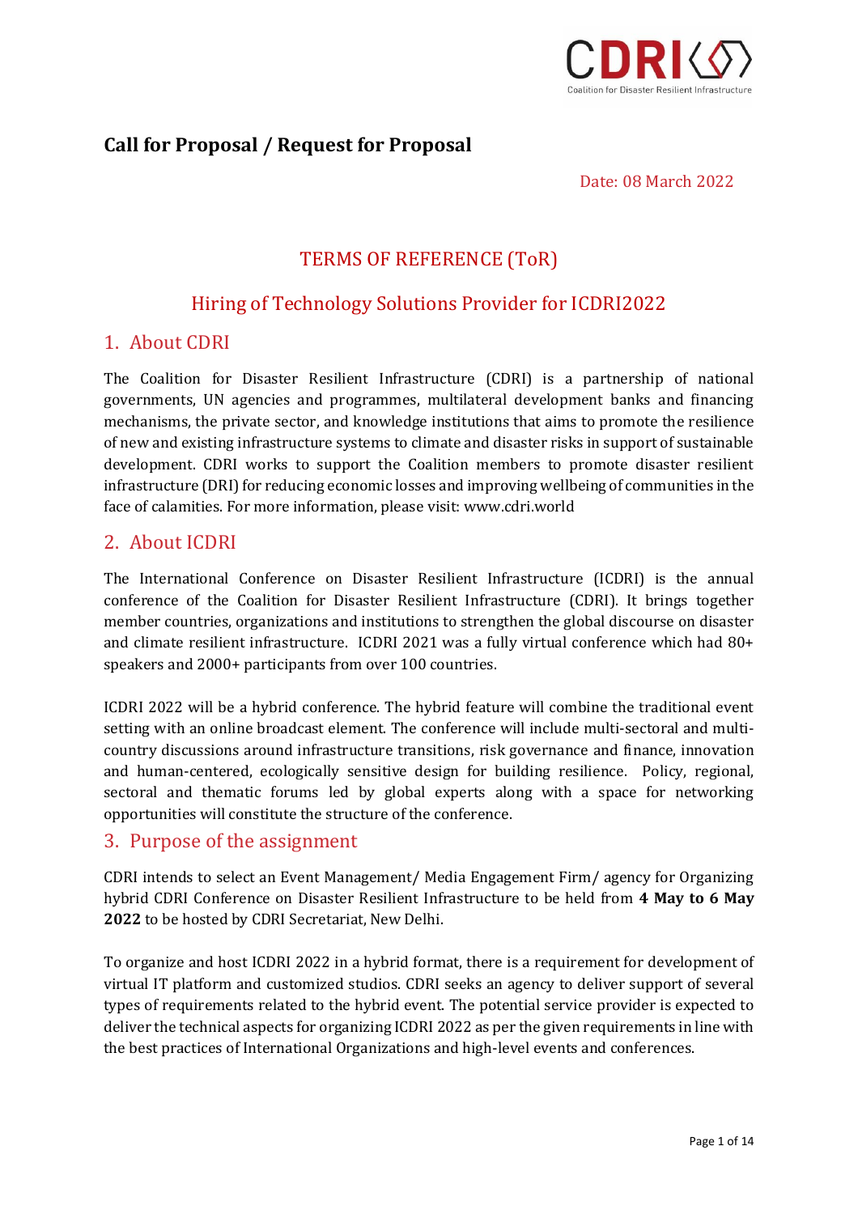# Call for Proposal / Request for Proposal

Date: 08 March 2022

## TERMS OF REFERENCE (ToR)

## Hiring of Technology Solutions Provider for ICDRI2022

## 1. About CDRI

The Coalition for Disaster Resilient Infrastructure (CDRI) is a partnership of national governments, UN agencies and programmes, multilateral development banks and financing mechanisms, the private sector, and knowledge institutions that aims to promote the resilience of new and existing infrastructure systems to climate and disaster risks in support of sustainable development. CDRI works to support the Coalition members to promote disaster resilient infrastructure (DRI) for reducing economic losses and improving wellbeing of communities in the face of calamities. For more information, please visit: www.cdri.world

## 2. About ICDRI

The International Conference on Disaster Resilient Infrastructure (ICDRI) is the annual conference of the Coalition for Disaster Resilient Infrastructure (CDRI). It brings together member countries, organizations and institutions to strengthen the global discourse on disaster and climate resilient infrastructure. ICDRI 2021 was a fully virtual conference which had 80+ speakers and 2000+ participants from over 100 countries.

ICDRI 2022 will be a hybrid conference. The hybrid feature will combine the traditional event setting with an online broadcast element. The conference will include multi-sectoral and multi-country discussions around infrastructure transitions, risk governance and finance, innovation and human-centered, ecologically sensitive design for building resilience. Policy, regional, sectoral and thematic forums led by global experts along with a space for networking opportunities will constitute the structure of the conference.

## 3. Purpose of the assignment

CDRI intends to select an Event Management/ Media Engagement Firm/ agency for Organizing hybrid CDRI Conference on Disaster Resilient Infrastructure to be held from **4 May to 6 May 2022** to be hosted by CDRI Secretariat, New Delhi.

To organize and host ICDRI 2022 in a hybrid format, there is a requirement for development of virtual IT platform and customized studios. CDRI seeks an agency to deliver support of several types of requirements related to the hybrid event. The potential service provider is expected to deliver the technical aspects for organizing ICDRI 2022 as per the given requirements in line with the best practices of International Organizations and high-level events and conferences.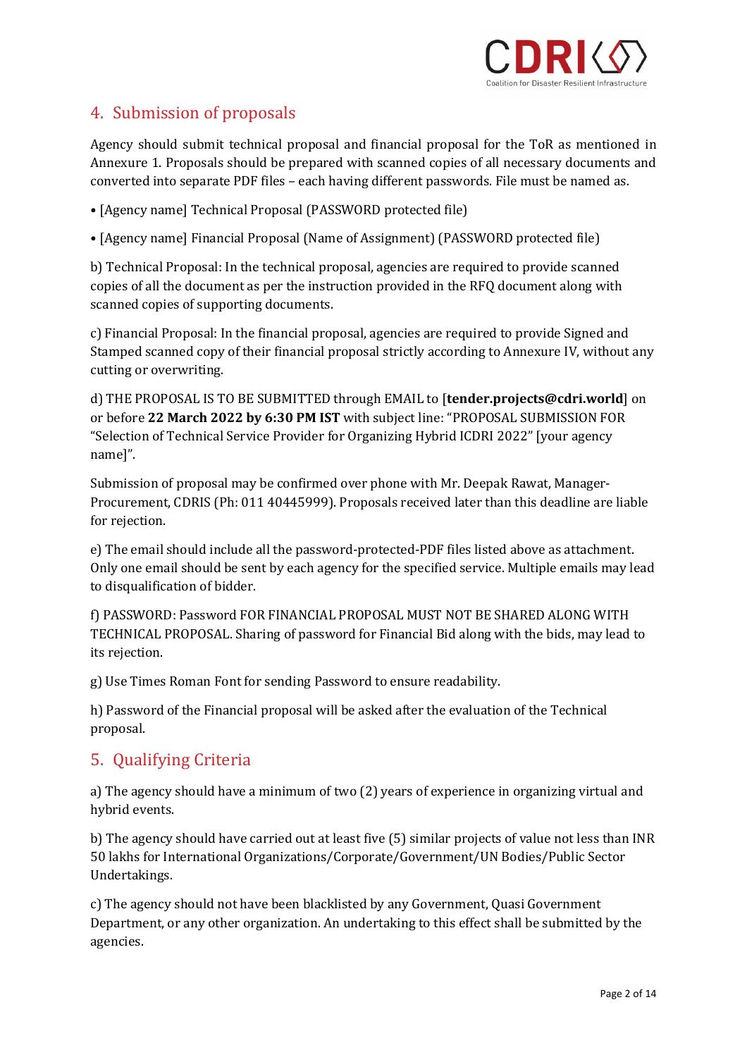## 4. Submission of proposals

Agency should submit technical proposal and financial proposal for the ToR as mentioned in Annexure 1. Proposals should be prepared with scanned copies of all necessary documents and converted into separate PDF files – each having different passwords. File must be named as.

• [Agency name] Technical Proposal (PASSWORD protected file)

• [Agency name] Financial Proposal (Name of Assignment) (PASSWORD protected file)

b) Technical Proposal: In the technical proposal, agencies are required to provide scanned copies of all the document as per the instruction provided in the RFQ document along with scanned copies of supporting documents.

c) Financial Proposal: In the financial proposal, agencies are required to provide Signed and Stamped scanned copy of their financial proposal strictly according to Annexure IV, without any cutting or overwriting.

d) THE PROPOSAL IS TO BE SUBMITTED through EMAIL to [**tender.projects@cdri.world**] on or before **22 March 2022 by 6:30 PM IST** with subject line: "PROPOSAL SUBMISSION FOR "Selection of Technical Service Provider for Organizing Hybrid ICDRI 2022" [your agency name]".

Submission of proposal may be confirmed over phone with Mr. Deepak Rawat, Manager-Procurement, CDRIS (Ph: 011 40445999). Proposals received later than this deadline are liable for rejection.

e) The email should include all the password-protected-PDF files listed above as attachment. Only one email should be sent by each agency for the specified service. Multiple emails may lead to disqualification of bidder.

f) PASSWORD: Password FOR FINANCIAL PROPOSAL MUST NOT BE SHARED ALONG WITH TECHNICAL PROPOSAL. Sharing of password for Financial Bid along with the bids, may lead to its rejection.

g) Use Times Roman Font for sending Password to ensure readability.

h) Password of the Financial proposal will be asked after the evaluation of the Technical proposal.

## 5. Qualifying Criteria

a) The agency should have a minimum of two (2) years of experience in organizing virtual and hybrid events.

b) The agency should have carried out at least five (5) similar projects of value not less than INR 50 lakhs for International Organizations/Corporate/Government/UN Bodies/Public Sector Undertakings.

c) The agency should not have been blacklisted by any Government, Quasi Government Department, or any other organization. An undertaking to this effect shall be submitted by the agencies.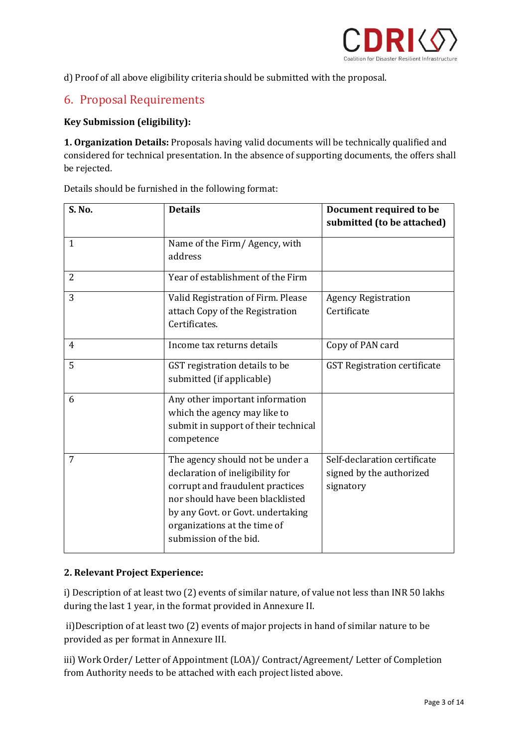d) Proof of all above eligibility criteria should be submitted with the proposal.

## 6. Proposal Requirements

**Key Submission (eligibility):**

**1. Organization Details:** Proposals having valid documents will be technically qualified and considered for technical presentation. In the absence of supporting documents, the offers shall be rejected.

Details should be furnished in the following format:

| S. No. | Details | Document required to be submitted (to be attached) |
|---|---|---|
| 1 | Name of the Firm/ Agency, with address | |
| 2 | Year of establishment of the Firm | |
| 3 | Valid Registration of Firm. Please attach Copy of the Registration Certificates. | Agency Registration Certificate |
| 4 | Income tax returns details | Copy of PAN card |
| 5 | GST registration details to be submitted (if applicable) | GST Registration certificate |
| 6 | Any other important information which the agency may like to submit in support of their technical competence | |
| 7 | The agency should not be under a declaration of ineligibility for corrupt and fraudulent practices nor should have been blacklisted by any Govt. or Govt. undertaking organizations at the time of submission of the bid. | Self-declaration certificate signed by the authorized signatory |

**2. Relevant Project Experience:**

i) Description of at least two (2) events of similar nature, of value not less than INR 50 lakhs during the last 1 year, in the format provided in Annexure II.

ii)Description of at least two (2) events of major projects in hand of similar nature to be provided as per format in Annexure III.

iii) Work Order/ Letter of Appointment (LOA)/ Contract/Agreement/ Letter of Completion from Authority needs to be attached with each project listed above.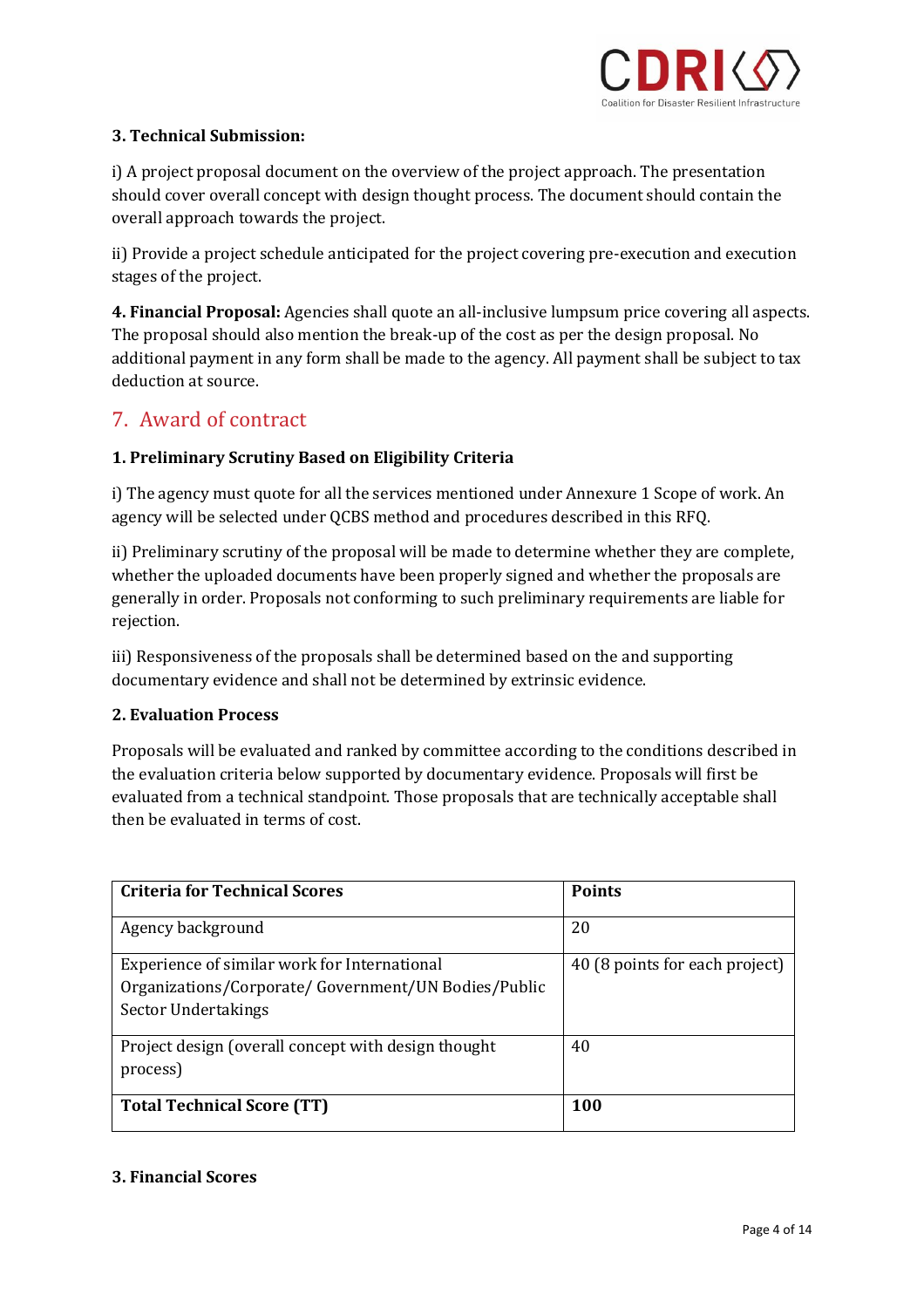**3. Technical Submission:**

i) A project proposal document on the overview of the project approach. The presentation should cover overall concept with design thought process. The document should contain the overall approach towards the project.

ii) Provide a project schedule anticipated for the project covering pre-execution and execution stages of the project.

**4. Financial Proposal:** Agencies shall quote an all-inclusive lumpsum price covering all aspects. The proposal should also mention the break-up of the cost as per the design proposal. No additional payment in any form shall be made to the agency. All payment shall be subject to tax deduction at source.

## 7. Award of contract

**1. Preliminary Scrutiny Based on Eligibility Criteria**

i) The agency must quote for all the services mentioned under Annexure 1 Scope of work. An agency will be selected under QCBS method and procedures described in this RFQ.

ii) Preliminary scrutiny of the proposal will be made to determine whether they are complete, whether the uploaded documents have been properly signed and whether the proposals are generally in order. Proposals not conforming to such preliminary requirements are liable for rejection.

iii) Responsiveness of the proposals shall be determined based on the and supporting documentary evidence and shall not be determined by extrinsic evidence.

**2. Evaluation Process**

Proposals will be evaluated and ranked by committee according to the conditions described in the evaluation criteria below supported by documentary evidence. Proposals will first be evaluated from a technical standpoint. Those proposals that are technically acceptable shall then be evaluated in terms of cost.

| Criteria for Technical Scores | Points |
|---|---|
| Agency background | 20 |
| Experience of similar work for International Organizations/Corporate/ Government/UN Bodies/Public Sector Undertakings | 40 (8 points for each project) |
| Project design (overall concept with design thought process) | 40 |
| **Total Technical Score (TT)** | **100** |

**3. Financial Scores**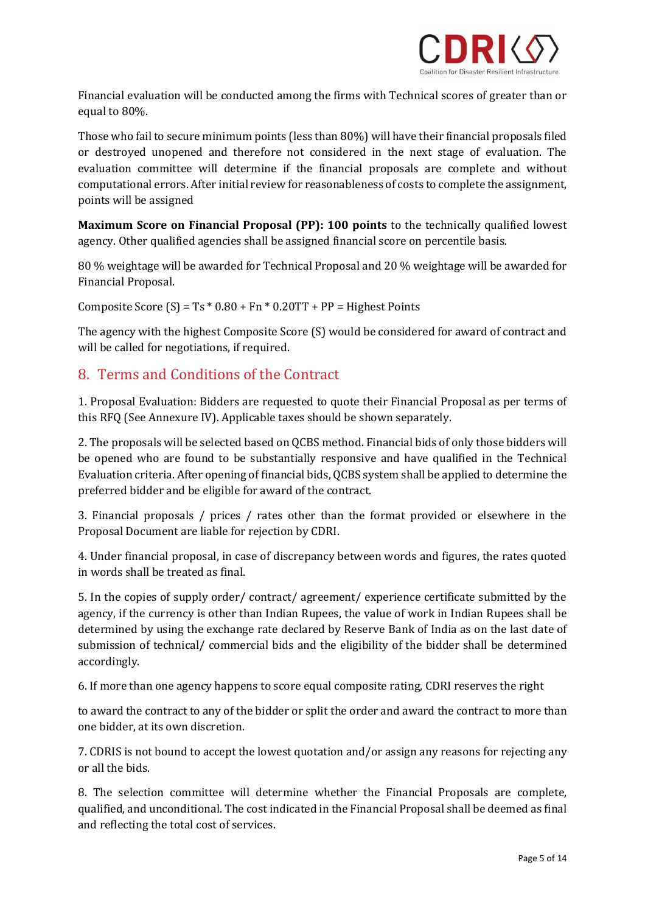Financial evaluation will be conducted among the firms with Technical scores of greater than or equal to 80%.

Those who fail to secure minimum points (less than 80%) will have their financial proposals filed or destroyed unopened and therefore not considered in the next stage of evaluation. The evaluation committee will determine if the financial proposals are complete and without computational errors. After initial review for reasonableness of costs to complete the assignment, points will be assigned

**Maximum Score on Financial Proposal (PP): 100 points** to the technically qualified lowest agency. Other qualified agencies shall be assigned financial score on percentile basis.

80 % weightage will be awarded for Technical Proposal and 20 % weightage will be awarded for Financial Proposal.

Composite Score (S) = Ts * 0.80 + Fn * 0.20TT + PP = Highest Points

The agency with the highest Composite Score (S) would be considered for award of contract and will be called for negotiations, if required.

## 8. Terms and Conditions of the Contract

1. Proposal Evaluation: Bidders are requested to quote their Financial Proposal as per terms of this RFQ (See Annexure IV). Applicable taxes should be shown separately.

2. The proposals will be selected based on QCBS method. Financial bids of only those bidders will be opened who are found to be substantially responsive and have qualified in the Technical Evaluation criteria. After opening of financial bids, QCBS system shall be applied to determine the preferred bidder and be eligible for award of the contract.

3. Financial proposals / prices / rates other than the format provided or elsewhere in the Proposal Document are liable for rejection by CDRI.

4. Under financial proposal, in case of discrepancy between words and figures, the rates quoted in words shall be treated as final.

5. In the copies of supply order/ contract/ agreement/ experience certificate submitted by the agency, if the currency is other than Indian Rupees, the value of work in Indian Rupees shall be determined by using the exchange rate declared by Reserve Bank of India as on the last date of submission of technical/ commercial bids and the eligibility of the bidder shall be determined accordingly.

6. If more than one agency happens to score equal composite rating, CDRI reserves the right

to award the contract to any of the bidder or split the order and award the contract to more than one bidder, at its own discretion.

7. CDRIS is not bound to accept the lowest quotation and/or assign any reasons for rejecting any or all the bids.

8. The selection committee will determine whether the Financial Proposals are complete, qualified, and unconditional. The cost indicated in the Financial Proposal shall be deemed as final and reflecting the total cost of services.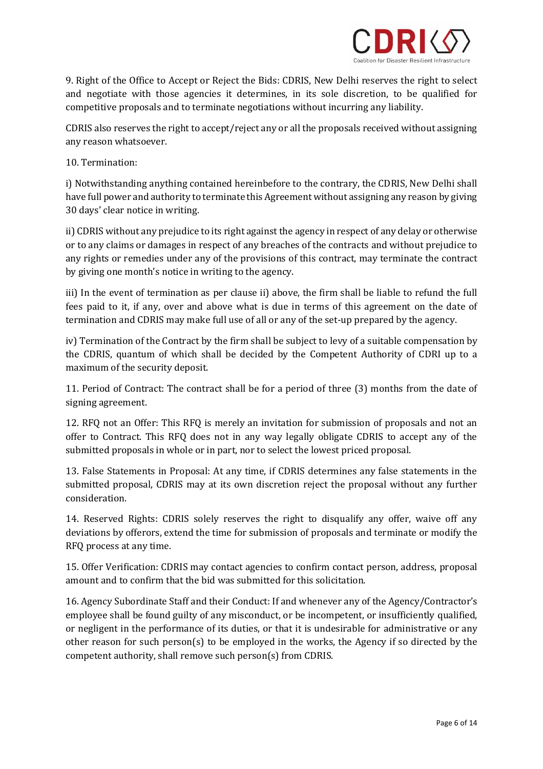9. Right of the Office to Accept or Reject the Bids: CDRIS, New Delhi reserves the right to select and negotiate with those agencies it determines, in its sole discretion, to be qualified for competitive proposals and to terminate negotiations without incurring any liability.

CDRIS also reserves the right to accept/reject any or all the proposals received without assigning any reason whatsoever.

10. Termination:

i) Notwithstanding anything contained hereinbefore to the contrary, the CDRIS, New Delhi shall have full power and authority to terminate this Agreement without assigning any reason by giving 30 days' clear notice in writing.

ii) CDRIS without any prejudice to its right against the agency in respect of any delay or otherwise or to any claims or damages in respect of any breaches of the contracts and without prejudice to any rights or remedies under any of the provisions of this contract, may terminate the contract by giving one month's notice in writing to the agency.

iii) In the event of termination as per clause ii) above, the firm shall be liable to refund the full fees paid to it, if any, over and above what is due in terms of this agreement on the date of termination and CDRIS may make full use of all or any of the set-up prepared by the agency.

iv) Termination of the Contract by the firm shall be subject to levy of a suitable compensation by the CDRIS, quantum of which shall be decided by the Competent Authority of CDRI up to a maximum of the security deposit.

11. Period of Contract: The contract shall be for a period of three (3) months from the date of signing agreement.

12. RFQ not an Offer: This RFQ is merely an invitation for submission of proposals and not an offer to Contract. This RFQ does not in any way legally obligate CDRIS to accept any of the submitted proposals in whole or in part, nor to select the lowest priced proposal.

13. False Statements in Proposal: At any time, if CDRIS determines any false statements in the submitted proposal, CDRIS may at its own discretion reject the proposal without any further consideration.

14. Reserved Rights: CDRIS solely reserves the right to disqualify any offer, waive off any deviations by offerors, extend the time for submission of proposals and terminate or modify the RFQ process at any time.

15. Offer Verification: CDRIS may contact agencies to confirm contact person, address, proposal amount and to confirm that the bid was submitted for this solicitation.

16. Agency Subordinate Staff and their Conduct: If and whenever any of the Agency/Contractor's employee shall be found guilty of any misconduct, or be incompetent, or insufficiently qualified, or negligent in the performance of its duties, or that it is undesirable for administrative or any other reason for such person(s) to be employed in the works, the Agency if so directed by the competent authority, shall remove such person(s) from CDRIS.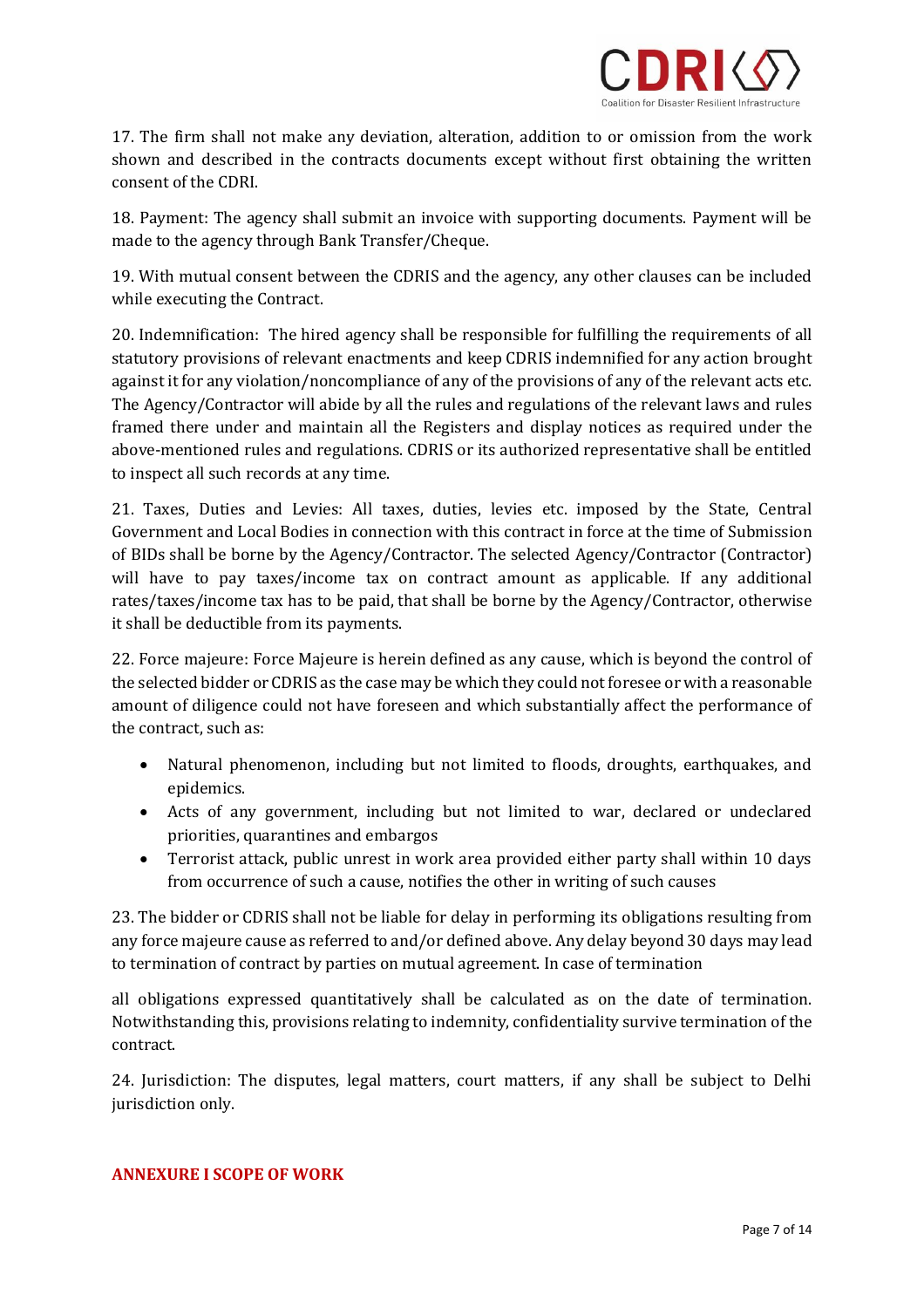17. The firm shall not make any deviation, alteration, addition to or omission from the work shown and described in the contracts documents except without first obtaining the written consent of the CDRI.

18. Payment: The agency shall submit an invoice with supporting documents. Payment will be made to the agency through Bank Transfer/Cheque.

19. With mutual consent between the CDRIS and the agency, any other clauses can be included while executing the Contract.

20. Indemnification: The hired agency shall be responsible for fulfilling the requirements of all statutory provisions of relevant enactments and keep CDRIS indemnified for any action brought against it for any violation/noncompliance of any of the provisions of any of the relevant acts etc. The Agency/Contractor will abide by all the rules and regulations of the relevant laws and rules framed there under and maintain all the Registers and display notices as required under the above-mentioned rules and regulations. CDRIS or its authorized representative shall be entitled to inspect all such records at any time.

21. Taxes, Duties and Levies: All taxes, duties, levies etc. imposed by the State, Central Government and Local Bodies in connection with this contract in force at the time of Submission of BIDs shall be borne by the Agency/Contractor. The selected Agency/Contractor (Contractor) will have to pay taxes/income tax on contract amount as applicable. If any additional rates/taxes/income tax has to be paid, that shall be borne by the Agency/Contractor, otherwise it shall be deductible from its payments.

22. Force majeure: Force Majeure is herein defined as any cause, which is beyond the control of the selected bidder or CDRIS as the case may be which they could not foresee or with a reasonable amount of diligence could not have foreseen and which substantially affect the performance of the contract, such as:

- Natural phenomenon, including but not limited to floods, droughts, earthquakes, and epidemics.
- Acts of any government, including but not limited to war, declared or undeclared priorities, quarantines and embargos
- Terrorist attack, public unrest in work area provided either party shall within 10 days from occurrence of such a cause, notifies the other in writing of such causes

23. The bidder or CDRIS shall not be liable for delay in performing its obligations resulting from any force majeure cause as referred to and/or defined above. Any delay beyond 30 days may lead to termination of contract by parties on mutual agreement. In case of termination

all obligations expressed quantitatively shall be calculated as on the date of termination. Notwithstanding this, provisions relating to indemnity, confidentiality survive termination of the contract.

24. Jurisdiction: The disputes, legal matters, court matters, if any shall be subject to Delhi jurisdiction only.

## ANNEXURE I SCOPE OF WORK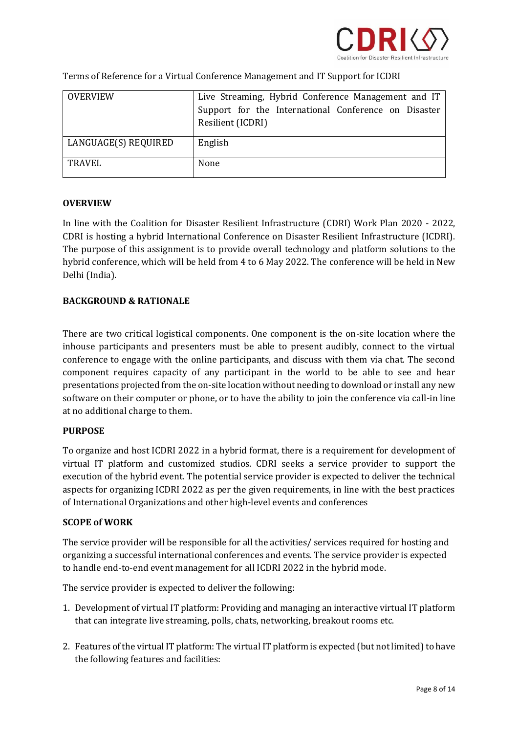Terms of Reference for a Virtual Conference Management and IT Support for ICDRI

| OVERVIEW | Live Streaming, Hybrid Conference Management and IT Support for the International Conference on Disaster Resilient (ICDRI) |
|---|---|
| LANGUAGE(S) REQUIRED | English |
| TRAVEL | None |

**OVERVIEW**

In line with the Coalition for Disaster Resilient Infrastructure (CDRI) Work Plan 2020 - 2022, CDRI is hosting a hybrid International Conference on Disaster Resilient Infrastructure (ICDRI). The purpose of this assignment is to provide overall technology and platform solutions to the hybrid conference, which will be held from 4 to 6 May 2022. The conference will be held in New Delhi (India).

**BACKGROUND & RATIONALE**

There are two critical logistical components. One component is the on-site location where the inhouse participants and presenters must be able to present audibly, connect to the virtual conference to engage with the online participants, and discuss with them via chat. The second component requires capacity of any participant in the world to be able to see and hear presentations projected from the on-site location without needing to download or install any new software on their computer or phone, or to have the ability to join the conference via call-in line at no additional charge to them.

**PURPOSE**

To organize and host ICDRI 2022 in a hybrid format, there is a requirement for development of virtual IT platform and customized studios. CDRI seeks a service provider to support the execution of the hybrid event. The potential service provider is expected to deliver the technical aspects for organizing ICDRI 2022 as per the given requirements, in line with the best practices of International Organizations and other high-level events and conferences

**SCOPE of WORK**

The service provider will be responsible for all the activities/ services required for hosting and organizing a successful international conferences and events. The service provider is expected to handle end-to-end event management for all ICDRI 2022 in the hybrid mode.

The service provider is expected to deliver the following:

1. Development of virtual IT platform: Providing and managing an interactive virtual IT platform that can integrate live streaming, polls, chats, networking, breakout rooms etc.

2. Features of the virtual IT platform: The virtual IT platform is expected (but not limited) to have the following features and facilities: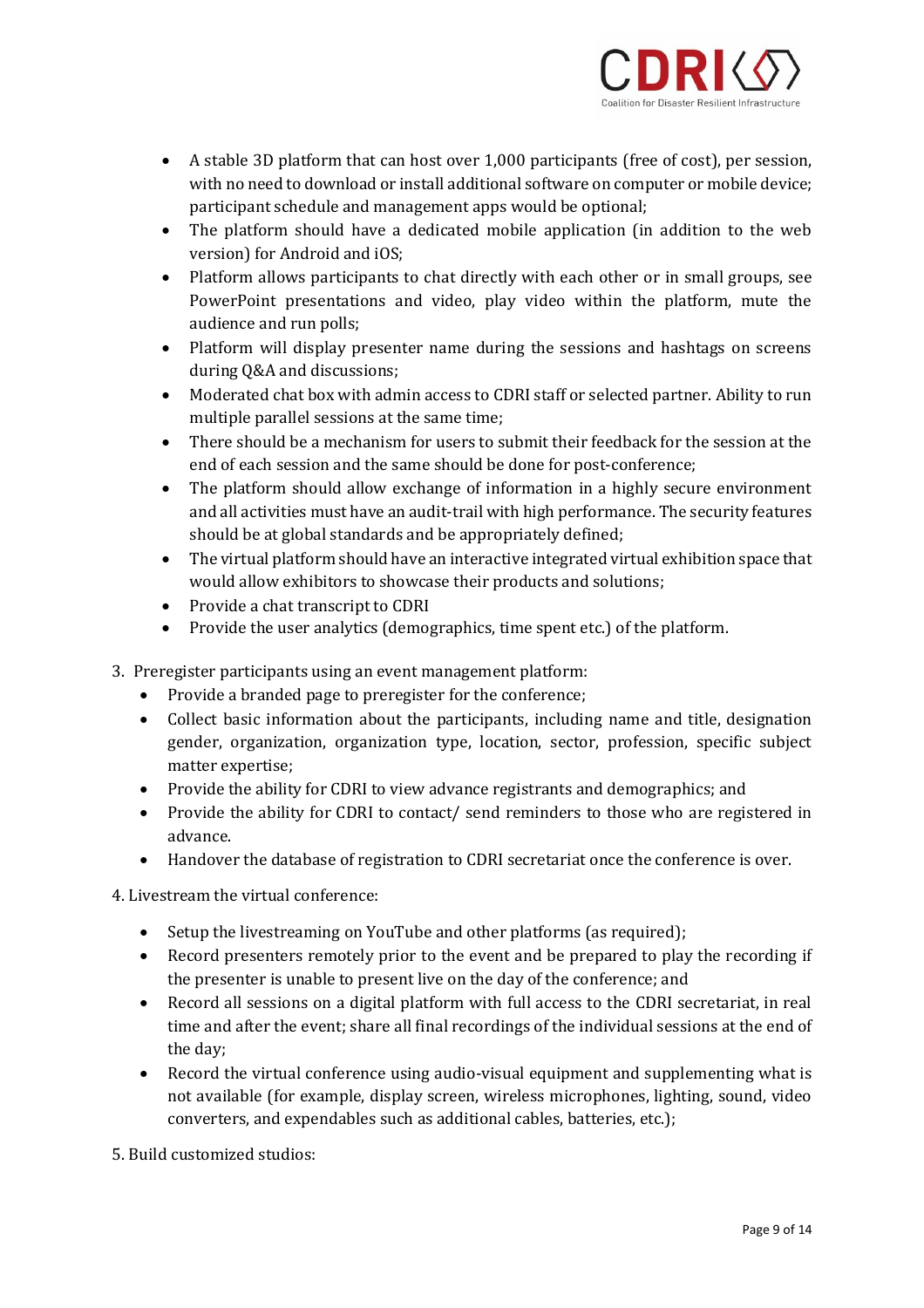- A stable 3D platform that can host over 1,000 participants (free of cost), per session, with no need to download or install additional software on computer or mobile device; participant schedule and management apps would be optional;
- The platform should have a dedicated mobile application (in addition to the web version) for Android and iOS;
- Platform allows participants to chat directly with each other or in small groups, see PowerPoint presentations and video, play video within the platform, mute the audience and run polls;
- Platform will display presenter name during the sessions and hashtags on screens during Q&A and discussions;
- Moderated chat box with admin access to CDRI staff or selected partner. Ability to run multiple parallel sessions at the same time;
- There should be a mechanism for users to submit their feedback for the session at the end of each session and the same should be done for post-conference;
- The platform should allow exchange of information in a highly secure environment and all activities must have an audit-trail with high performance. The security features should be at global standards and be appropriately defined;
- The virtual platform should have an interactive integrated virtual exhibition space that would allow exhibitors to showcase their products and solutions;
- Provide a chat transcript to CDRI
- Provide the user analytics (demographics, time spent etc.) of the platform.

3. Preregister participants using an event management platform:
   - Provide a branded page to preregister for the conference;
   - Collect basic information about the participants, including name and title, designation gender, organization, organization type, location, sector, profession, specific subject matter expertise;
   - Provide the ability for CDRI to view advance registrants and demographics; and
   - Provide the ability for CDRI to contact/ send reminders to those who are registered in advance.
   - Handover the database of registration to CDRI secretariat once the conference is over.

4. Livestream the virtual conference:
   - Setup the livestreaming on YouTube and other platforms (as required);
   - Record presenters remotely prior to the event and be prepared to play the recording if the presenter is unable to present live on the day of the conference; and
   - Record all sessions on a digital platform with full access to the CDRI secretariat, in real time and after the event; share all final recordings of the individual sessions at the end of the day;
   - Record the virtual conference using audio-visual equipment and supplementing what is not available (for example, display screen, wireless microphones, lighting, sound, video converters, and expendables such as additional cables, batteries, etc.);

5. Build customized studios: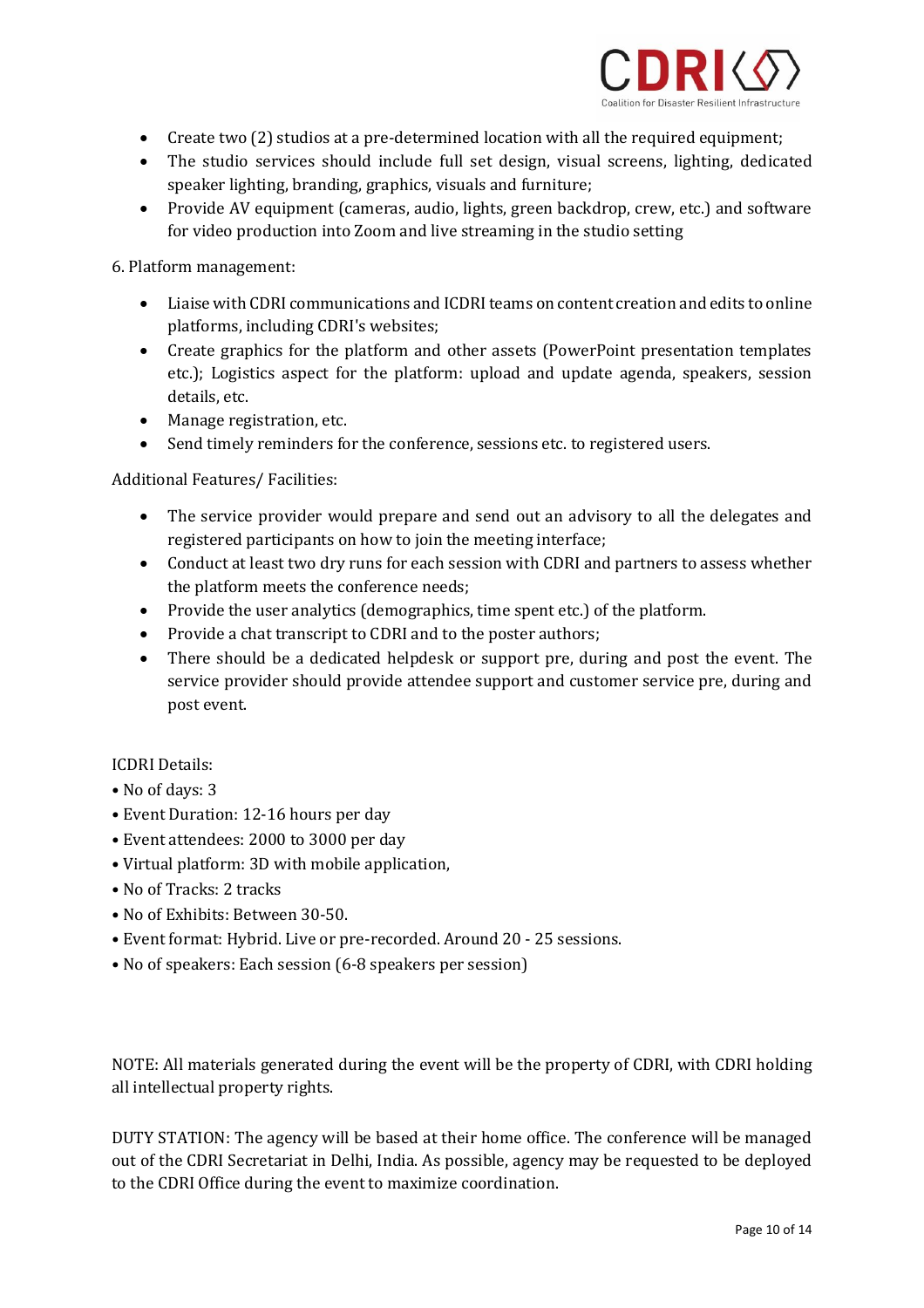- Create two (2) studios at a pre-determined location with all the required equipment;
- The studio services should include full set design, visual screens, lighting, dedicated speaker lighting, branding, graphics, visuals and furniture;
- Provide AV equipment (cameras, audio, lights, green backdrop, crew, etc.) and software for video production into Zoom and live streaming in the studio setting

6. Platform management:

- Liaise with CDRI communications and ICDRI teams on content creation and edits to online platforms, including CDRI's websites;
- Create graphics for the platform and other assets (PowerPoint presentation templates etc.); Logistics aspect for the platform: upload and update agenda, speakers, session details, etc.
- Manage registration, etc.
- Send timely reminders for the conference, sessions etc. to registered users.

Additional Features/ Facilities:

- The service provider would prepare and send out an advisory to all the delegates and registered participants on how to join the meeting interface;
- Conduct at least two dry runs for each session with CDRI and partners to assess whether the platform meets the conference needs;
- Provide the user analytics (demographics, time spent etc.) of the platform.
- Provide a chat transcript to CDRI and to the poster authors;
- There should be a dedicated helpdesk or support pre, during and post the event. The service provider should provide attendee support and customer service pre, during and post event.

ICDRI Details:

- No of days: 3
- Event Duration: 12-16 hours per day
- Event attendees: 2000 to 3000 per day
- Virtual platform: 3D with mobile application,
- No of Tracks: 2 tracks
- No of Exhibits: Between 30-50.
- Event format: Hybrid. Live or pre-recorded. Around 20 - 25 sessions.
- No of speakers: Each session (6-8 speakers per session)

NOTE: All materials generated during the event will be the property of CDRI, with CDRI holding all intellectual property rights.

DUTY STATION: The agency will be based at their home office. The conference will be managed out of the CDRI Secretariat in Delhi, India. As possible, agency may be requested to be deployed to the CDRI Office during the event to maximize coordination.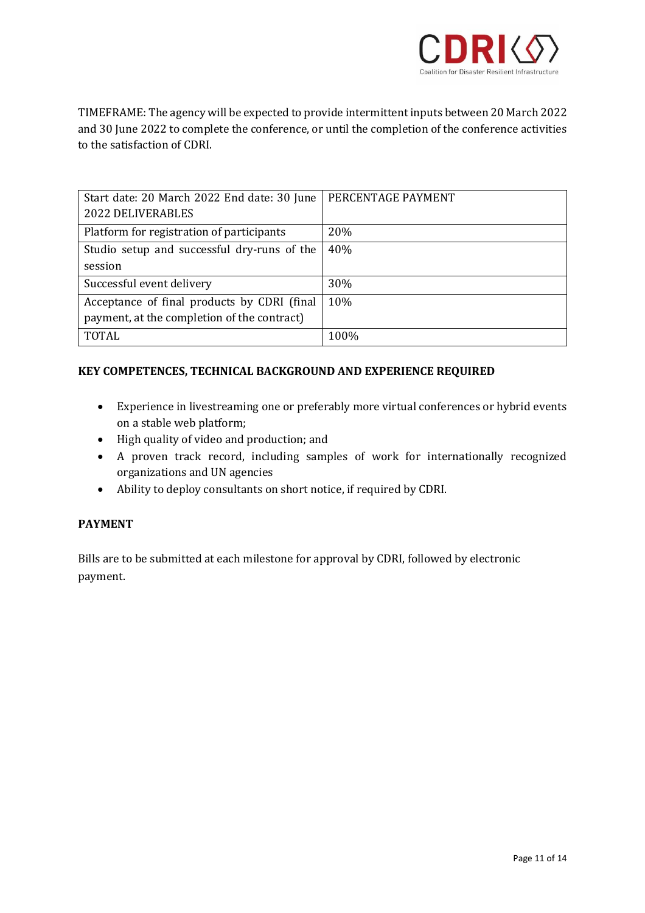TIMEFRAME: The agency will be expected to provide intermittent inputs between 20 March 2022 and 30 June 2022 to complete the conference, or until the completion of the conference activities to the satisfaction of CDRI.

| Start date: 20 March 2022 End date: 30 June 2022 DELIVERABLES | PERCENTAGE PAYMENT |
|---|---|
| Platform for registration of participants | 20% |
| Studio setup and successful dry-runs of the session | 40% |
| Successful event delivery | 30% |
| Acceptance of final products by CDRI (final payment, at the completion of the contract) | 10% |
| TOTAL | 100% |

**KEY COMPETENCES, TECHNICAL BACKGROUND AND EXPERIENCE REQUIRED**

- Experience in livestreaming one or preferably more virtual conferences or hybrid events on a stable web platform;
- High quality of video and production; and
- A proven track record, including samples of work for internationally recognized organizations and UN agencies
- Ability to deploy consultants on short notice, if required by CDRI.

**PAYMENT**

Bills are to be submitted at each milestone for approval by CDRI, followed by electronic payment.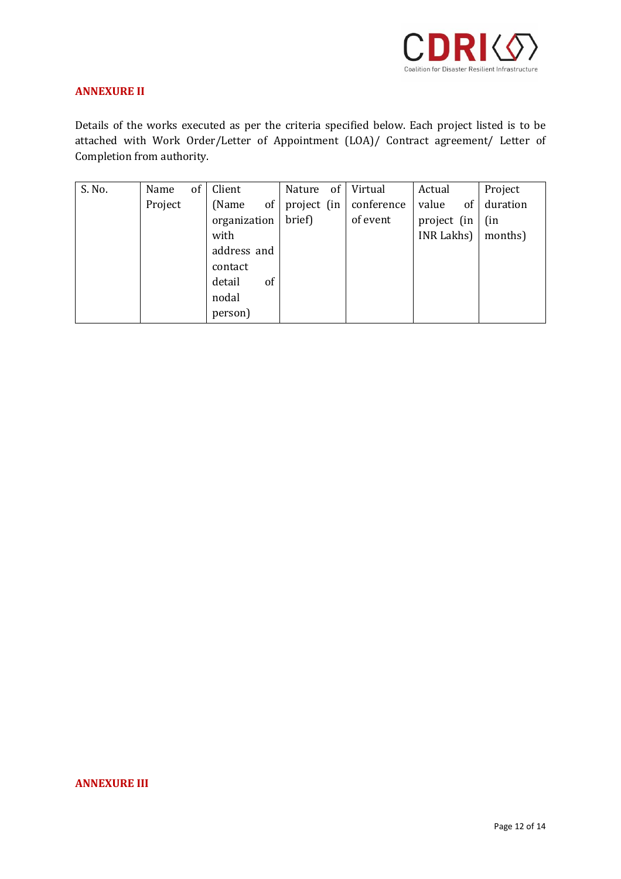## ANNEXURE II

Details of the works executed as per the criteria specified below. Each project listed is to be attached with Work Order/Letter of Appointment (LOA)/ Contract agreement/ Letter of Completion from authority.

| S. No. | Name of Project | Client (Name of organization with address and contact detail of nodal person) | Nature of project (in brief) | Virtual conference of event | Actual value of project (in INR Lakhs) | Project duration (in months) |
|---|---|---|---|---|---|---|

## ANNEXURE III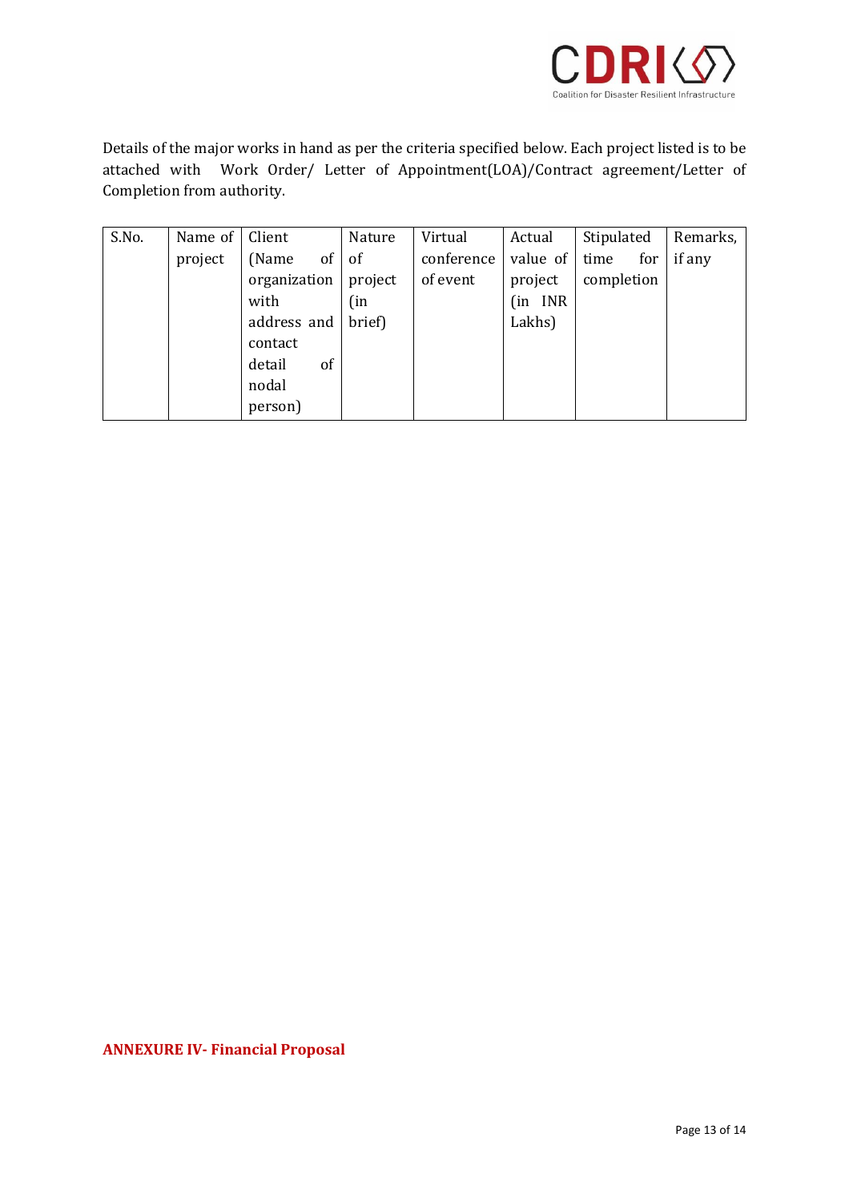Details of the major works in hand as per the criteria specified below. Each project listed is to be attached with Work Order/ Letter of Appointment(LOA)/Contract agreement/Letter of Completion from authority.

| S.No. | Name of project | Client (Name of organization with address and contact detail of nodal person) | Nature of project (in brief) | Virtual conference of event | Actual value of project (in INR Lakhs) | Stipulated time for completion | Remarks, if any |
|---|---|---|---|---|---|---|---|

**ANNEXURE IV- Financial Proposal**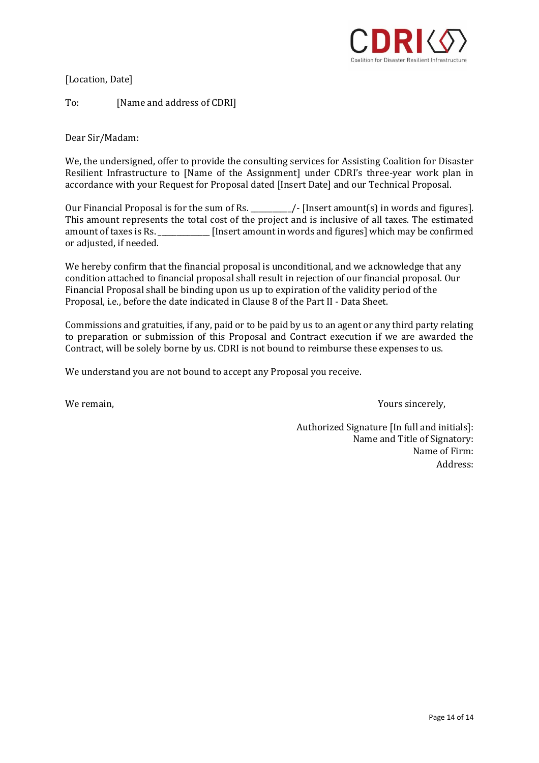[Location, Date]

To: [Name and address of CDRI]

Dear Sir/Madam:

We, the undersigned, offer to provide the consulting services for Assisting Coalition for Disaster Resilient Infrastructure to [Name of the Assignment] under CDRI's three-year work plan in accordance with your Request for Proposal dated [Insert Date] and our Technical Proposal.

Our Financial Proposal is for the sum of Rs. __________/- [Insert amount(s) in words and figures]. This amount represents the total cost of the project and is inclusive of all taxes. The estimated amount of taxes is Rs. _____________ [Insert amount in words and figures] which may be confirmed or adjusted, if needed.

We hereby confirm that the financial proposal is unconditional, and we acknowledge that any condition attached to financial proposal shall result in rejection of our financial proposal. Our Financial Proposal shall be binding upon us up to expiration of the validity period of the Proposal, i.e., before the date indicated in Clause 8 of the Part II - Data Sheet.

Commissions and gratuities, if any, paid or to be paid by us to an agent or any third party relating to preparation or submission of this Proposal and Contract execution if we are awarded the Contract, will be solely borne by us. CDRI is not bound to reimburse these expenses to us.

We understand you are not bound to accept any Proposal you receive.

We remain,

Yours sincerely,

Authorized Signature [In full and initials]:
Name and Title of Signatory:
Name of Firm:
Address: